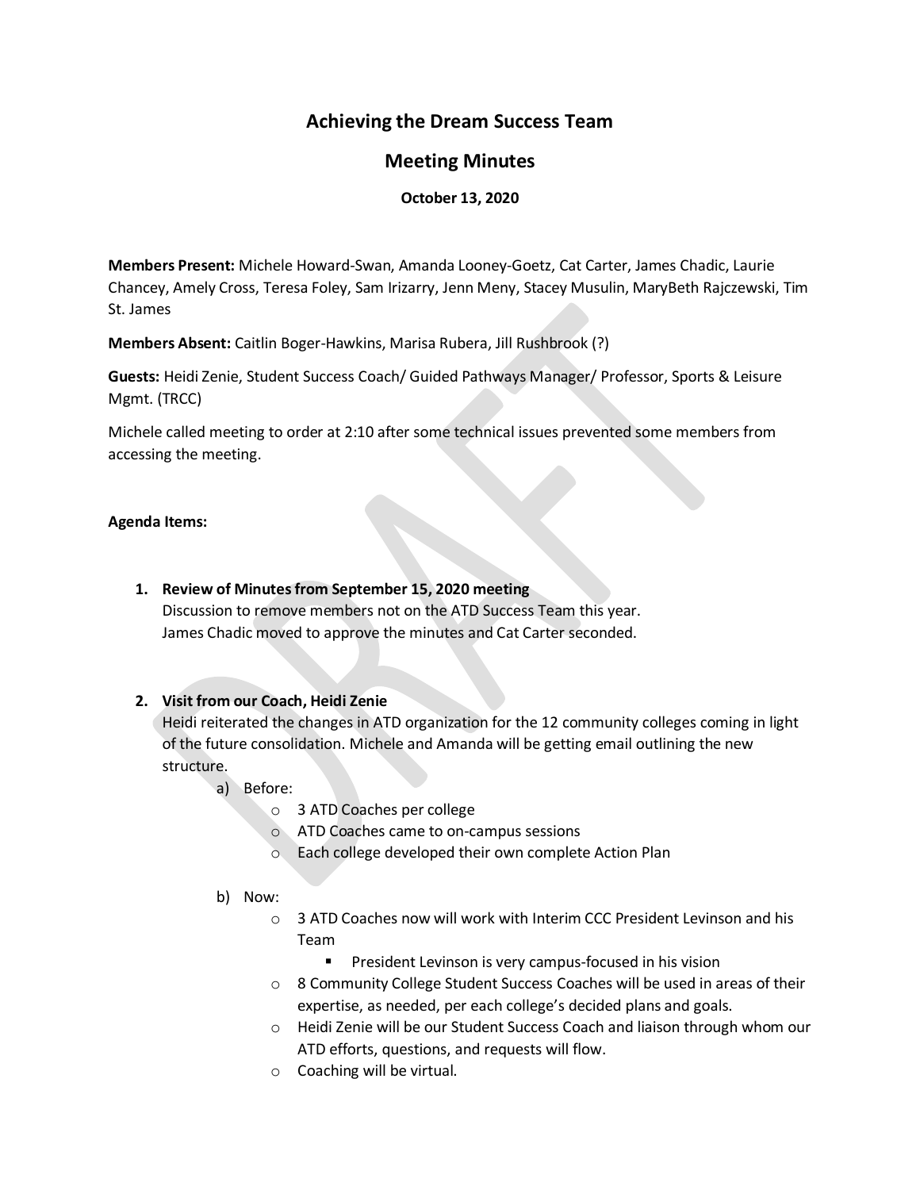# Achieving the Dream Success Team

## Meeting Minutes

**October 13, 2020**

**Members Present:** Michele Howard-Swan, Amanda Looney-Goetz, Cat Carter, James Chadic, Laurie Chancey, Amely Cross, Teresa Foley, Sam Irizarry, Jenn Meny, Stacey Musulin, MaryBeth Rajczewski, Tim St. James

**Members Absent:** Caitlin Boger-Hawkins, Marisa Rubera, Jill Rushbrook (?)

**Guests:** Heidi Zenie, Student Success Coach/ Guided Pathways Manager/ Professor, Sports & Leisure Mgmt. (TRCC)

Michele called meeting to order at 2:10 after some technical issues prevented some members from accessing the meeting.

**Agenda Items:**

1. **Review of Minutes from September 15, 2020 meeting**
   Discussion to remove members not on the ATD Success Team this year.
   James Chadic moved to approve the minutes and Cat Carter seconded.

2. **Visit from our Coach, Heidi Zenie**
   Heidi reiterated the changes in ATD organization for the 12 community colleges coming in light of the future consolidation. Michele and Amanda will be getting email outlining the new structure.
   a) Before:
      - 3 ATD Coaches per college
      - ATD Coaches came to on-campus sessions
      - Each college developed their own complete Action Plan

   b) Now:
      - 3 ATD Coaches now will work with Interim CCC President Levinson and his Team
        - President Levinson is very campus-focused in his vision
      - 8 Community College Student Success Coaches will be used in areas of their expertise, as needed, per each college's decided plans and goals.
      - Heidi Zenie will be our Student Success Coach and liaison through whom our ATD efforts, questions, and requests will flow.
      - Coaching will be virtual.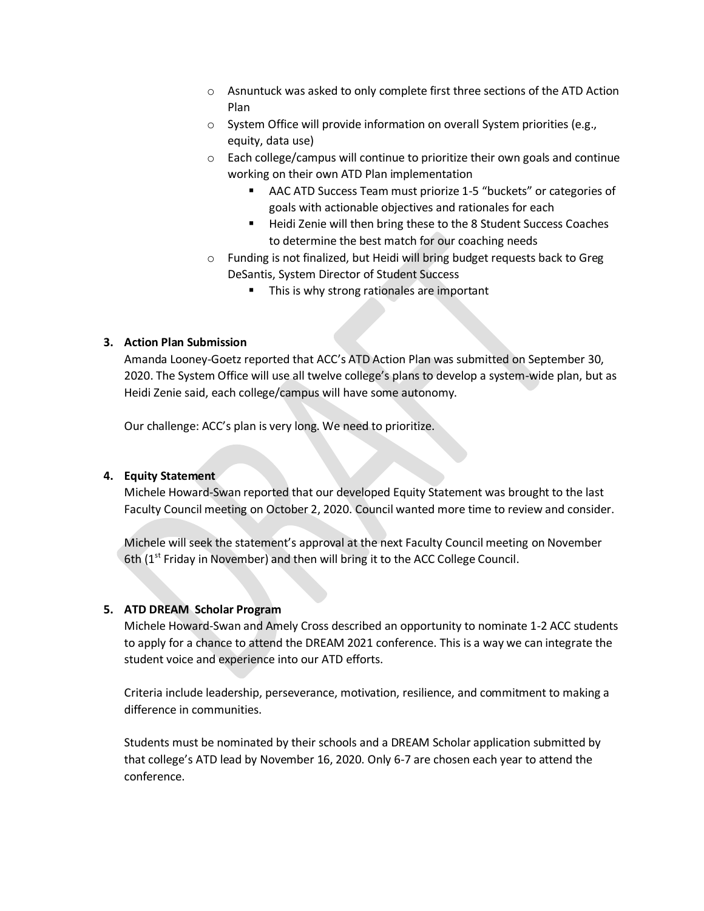- Asnuntuck was asked to only complete first three sections of the ATD Action Plan
- System Office will provide information on overall System priorities (e.g., equity, data use)
- Each college/campus will continue to prioritize their own goals and continue working on their own ATD Plan implementation
  - AAC ATD Success Team must priorize 1-5 "buckets" or categories of goals with actionable objectives and rationales for each
  - Heidi Zenie will then bring these to the 8 Student Success Coaches to determine the best match for our coaching needs
- Funding is not finalized, but Heidi will bring budget requests back to Greg DeSantis, System Director of Student Success
  - This is why strong rationales are important

**3. Action Plan Submission**

Amanda Looney-Goetz reported that ACC's ATD Action Plan was submitted on September 30, 2020. The System Office will use all twelve college's plans to develop a system-wide plan, but as Heidi Zenie said, each college/campus will have some autonomy.

Our challenge: ACC's plan is very long. We need to prioritize.

**4. Equity Statement**

Michele Howard-Swan reported that our developed Equity Statement was brought to the last Faculty Council meeting on October 2, 2020. Council wanted more time to review and consider.

Michele will seek the statement's approval at the next Faculty Council meeting on November 6th (1st Friday in November) and then will bring it to the ACC College Council.

**5. ATD DREAM Scholar Program**

Michele Howard-Swan and Amely Cross described an opportunity to nominate 1-2 ACC students to apply for a chance to attend the DREAM 2021 conference. This is a way we can integrate the student voice and experience into our ATD efforts.

Criteria include leadership, perseverance, motivation, resilience, and commitment to making a difference in communities.

Students must be nominated by their schools and a DREAM Scholar application submitted by that college's ATD lead by November 16, 2020. Only 6-7 are chosen each year to attend the conference.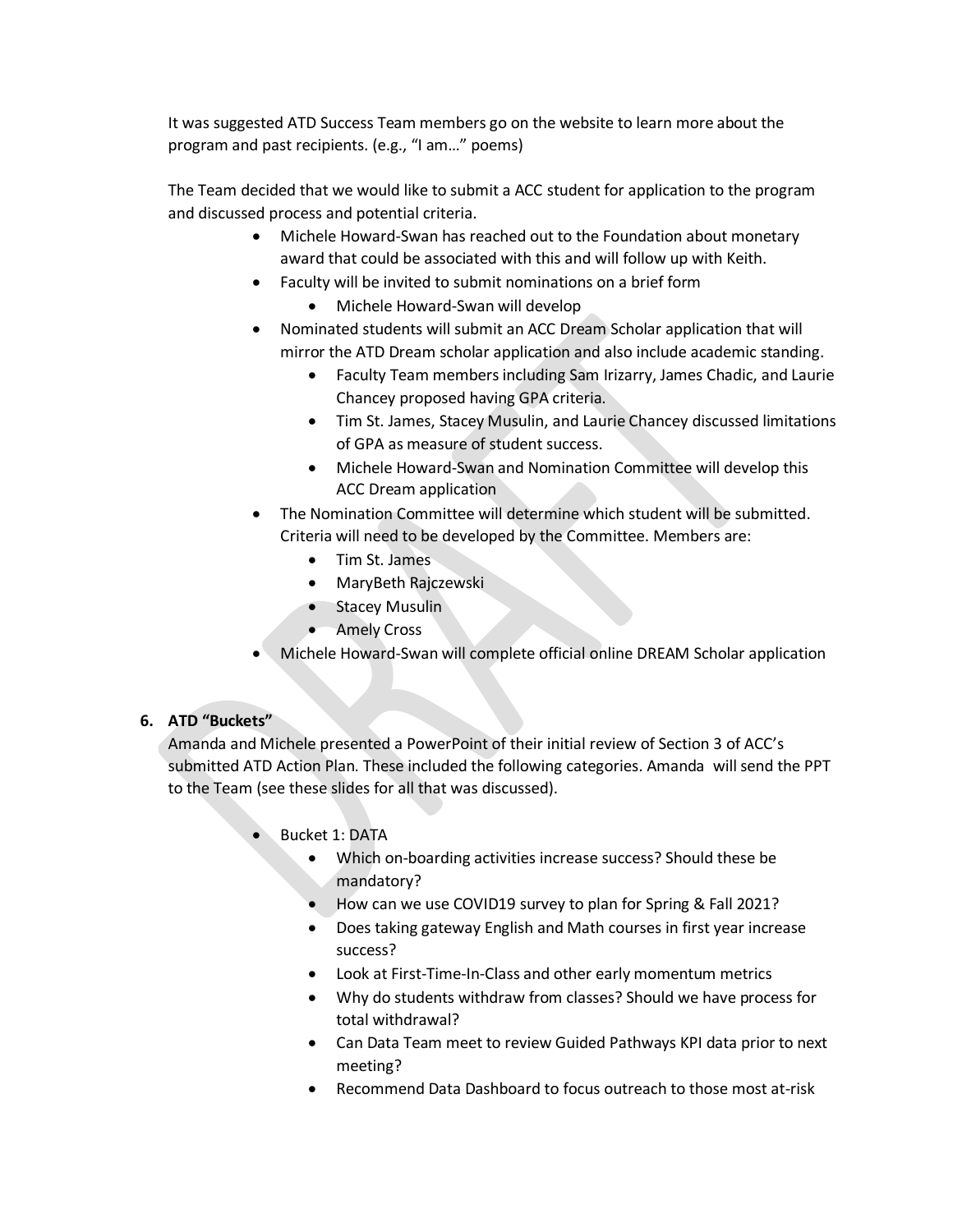It was suggested ATD Success Team members go on the website to learn more about the program and past recipients. (e.g., "I am…" poems)

The Team decided that we would like to submit a ACC student for application to the program and discussed process and potential criteria.

- Michele Howard-Swan has reached out to the Foundation about monetary award that could be associated with this and will follow up with Keith.
- Faculty will be invited to submit nominations on a brief form
  - Michele Howard-Swan will develop
- Nominated students will submit an ACC Dream Scholar application that will mirror the ATD Dream scholar application and also include academic standing.
  - Faculty Team members including Sam Irizarry, James Chadic, and Laurie Chancey proposed having GPA criteria.
  - Tim St. James, Stacey Musulin, and Laurie Chancey discussed limitations of GPA as measure of student success.
  - Michele Howard-Swan and Nomination Committee will develop this ACC Dream application
- The Nomination Committee will determine which student will be submitted. Criteria will need to be developed by the Committee. Members are:
  - Tim St. James
  - MaryBeth Rajczewski
  - Stacey Musulin
  - Amely Cross
- Michele Howard-Swan will complete official online DREAM Scholar application

**6. ATD "Buckets"**

Amanda and Michele presented a PowerPoint of their initial review of Section 3 of ACC's submitted ATD Action Plan. These included the following categories. Amanda will send the PPT to the Team (see these slides for all that was discussed).

- Bucket 1: DATA
  - Which on-boarding activities increase success? Should these be mandatory?
  - How can we use COVID19 survey to plan for Spring & Fall 2021?
  - Does taking gateway English and Math courses in first year increase success?
  - Look at First-Time-In-Class and other early momentum metrics
  - Why do students withdraw from classes? Should we have process for total withdrawal?
  - Can Data Team meet to review Guided Pathways KPI data prior to next meeting?
  - Recommend Data Dashboard to focus outreach to those most at-risk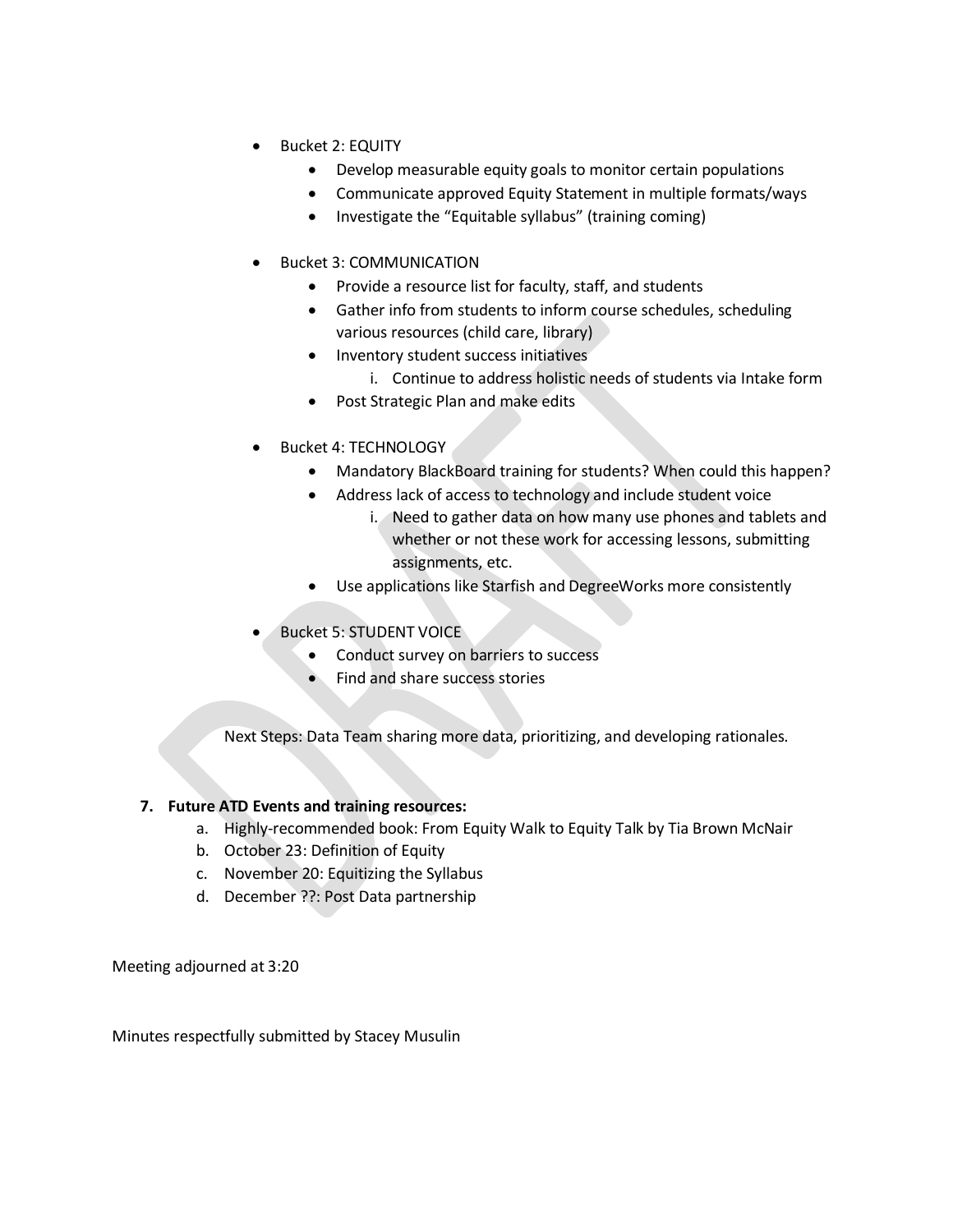- Bucket 2: EQUITY
  - Develop measurable equity goals to monitor certain populations
  - Communicate approved Equity Statement in multiple formats/ways
  - Investigate the "Equitable syllabus" (training coming)

- Bucket 3: COMMUNICATION
  - Provide a resource list for faculty, staff, and students
  - Gather info from students to inform course schedules, scheduling various resources (child care, library)
  - Inventory student success initiatives
    i. Continue to address holistic needs of students via Intake form
  - Post Strategic Plan and make edits

- Bucket 4: TECHNOLOGY
  - Mandatory BlackBoard training for students? When could this happen?
  - Address lack of access to technology and include student voice
    i. Need to gather data on how many use phones and tablets and whether or not these work for accessing lessons, submitting assignments, etc.
  - Use applications like Starfish and DegreeWorks more consistently

- Bucket 5: STUDENT VOICE
  - Conduct survey on barriers to success
  - Find and share success stories

Next Steps: Data Team sharing more data, prioritizing, and developing rationales.

**7. Future ATD Events and training resources:**

a. Highly-recommended book: From Equity Walk to Equity Talk by Tia Brown McNair
b. October 23: Definition of Equity
c. November 20: Equitizing the Syllabus
d. December ??: Post Data partnership

Meeting adjourned at 3:20

Minutes respectfully submitted by Stacey Musulin